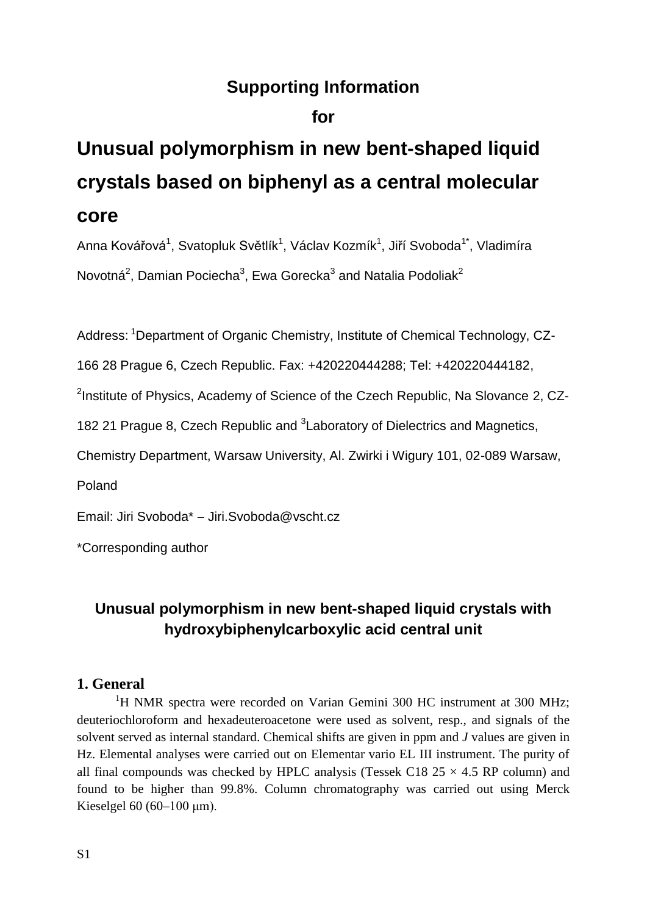# Supporting Information

# for

# Unusual polymorphism in new bent-shaped liquid crystals based on biphenyl as a central molecular core

Anna Kovářová[1], Svatopluk Světlík[1], Václav Kozmík[1], Jiří Svoboda[1*], Vladimíra Novotná[2], Damian Pociecha[3], Ewa Gorecka[3] and Natalia Podoliak[2]

Address: [1]Department of Organic Chemistry, Institute of Chemical Technology, CZ-166 28 Prague 6, Czech Republic. Fax: +420220444288; Tel: +420220444182, [2]Institute of Physics, Academy of Science of the Czech Republic, Na Slovance 2, CZ-182 21 Prague 8, Czech Republic and [3]Laboratory of Dielectrics and Magnetics, Chemistry Department, Warsaw University, Al. Zwirki i Wigury 101, 02-089 Warsaw, Poland

Email: Jiri Svoboda* – Jiri.Svoboda@vscht.cz

*Corresponding author

## Unusual polymorphism in new bent-shaped liquid crystals with hydroxybiphenylcarboxylic acid central unit

### 1. General

$^{1}$H NMR spectra were recorded on Varian Gemini 300 HC instrument at 300 MHz; deuteriochloroform and hexadeuteroacetone were used as solvent, resp., and signals of the solvent served as internal standard. Chemical shifts are given in ppm and *J* values are given in Hz. Elemental analyses were carried out on Elementar vario EL III instrument. The purity of all final compounds was checked by HPLC analysis (Tessek C18 25 × 4.5 RP column) and found to be higher than 99.8%. Column chromatography was carried out using Merck Kieselgel 60 (60–100 μm).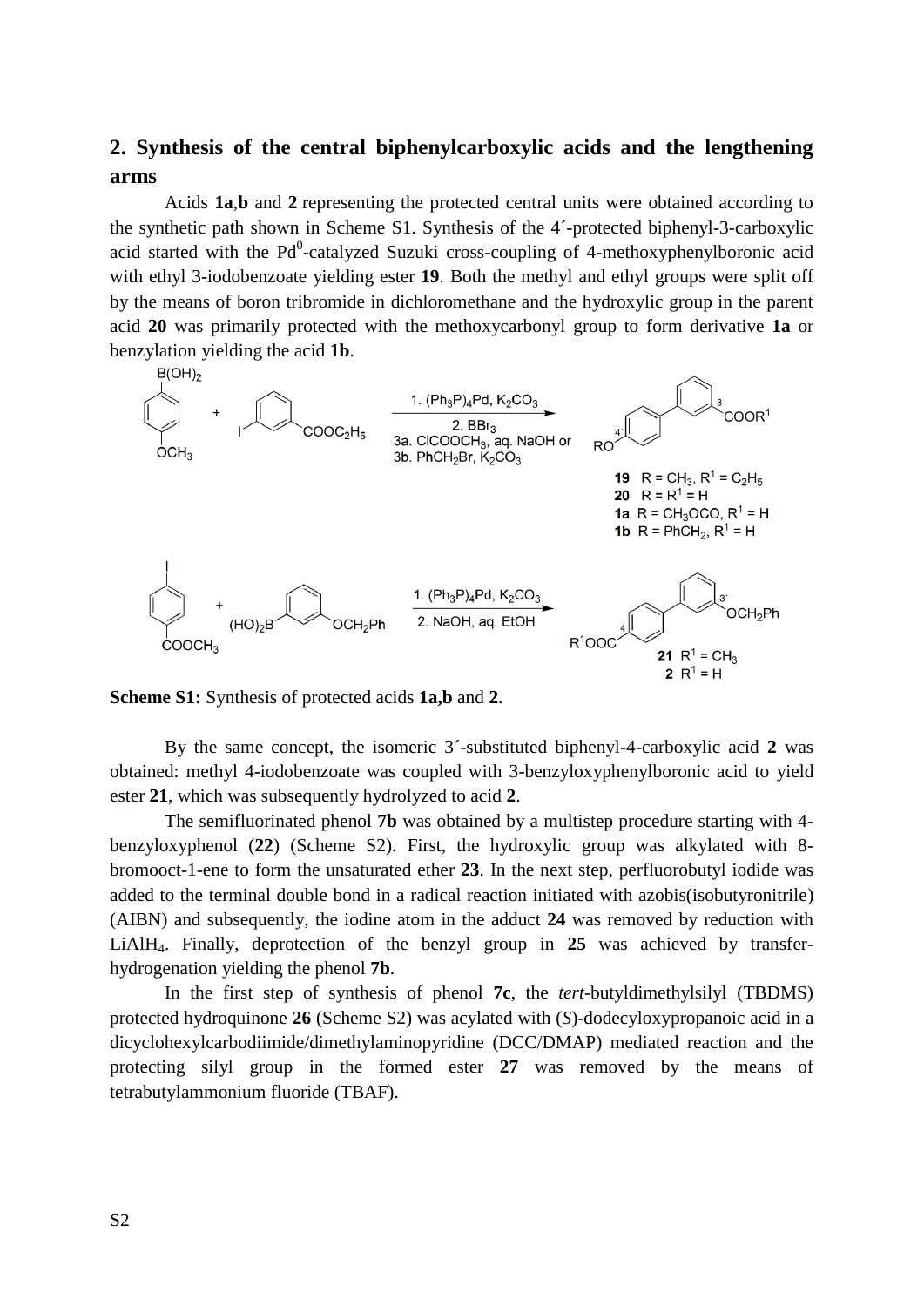## 2. Synthesis of the central biphenylcarboxylic acids and the lengthening arms

Acids **1a**,**b** and **2** representing the protected central units were obtained according to the synthetic path shown in Scheme S1. Synthesis of the 4´-protected biphenyl-3-carboxylic acid started with the $Pd^0$-catalyzed Suzuki cross-coupling of 4-methoxyphenylboronic acid with ethyl 3-iodobenzoate yielding ester **19**. Both the methyl and ethyl groups were split off by the means of boron tribromide in dichloromethane and the hydroxylic group in the parent acid **20** was primarily protected with the methoxycarbonyl group to form derivative **1a** or benzylation yielding the acid **1b**.

**Scheme S1:** Synthesis of protected acids **1a,b** and **2**.

By the same concept, the isomeric 3´-substituted biphenyl-4-carboxylic acid **2** was obtained: methyl 4-iodobenzoate was coupled with 3-benzyloxyphenylboronic acid to yield ester **21**, which was subsequently hydrolyzed to acid **2**.

The semifluorinated phenol **7b** was obtained by a multistep procedure starting with 4-benzyloxyphenol (**22**) (Scheme S2). First, the hydroxylic group was alkylated with 8-bromooct-1-ene to form the unsaturated ether **23**. In the next step, perfluorobutyl iodide was added to the terminal double bond in a radical reaction initiated with azobis(isobutyronitrile) (AIBN) and subsequently, the iodine atom in the adduct **24** was removed by reduction with $LiAlH_4$. Finally, deprotection of the benzyl group in **25** was achieved by transfer-hydrogenation yielding the phenol **7b**.

In the first step of synthesis of phenol **7c**, the *tert*-butyldimethylsilyl (TBDMS) protected hydroquinone **26** (Scheme S2) was acylated with (*S*)-dodecyloxypropanoic acid in a dicyclohexylcarbodiimide/dimethylaminopyridine (DCC/DMAP) mediated reaction and the protecting silyl group in the formed ester **27** was removed by the means of tetrabutylammonium fluoride (TBAF).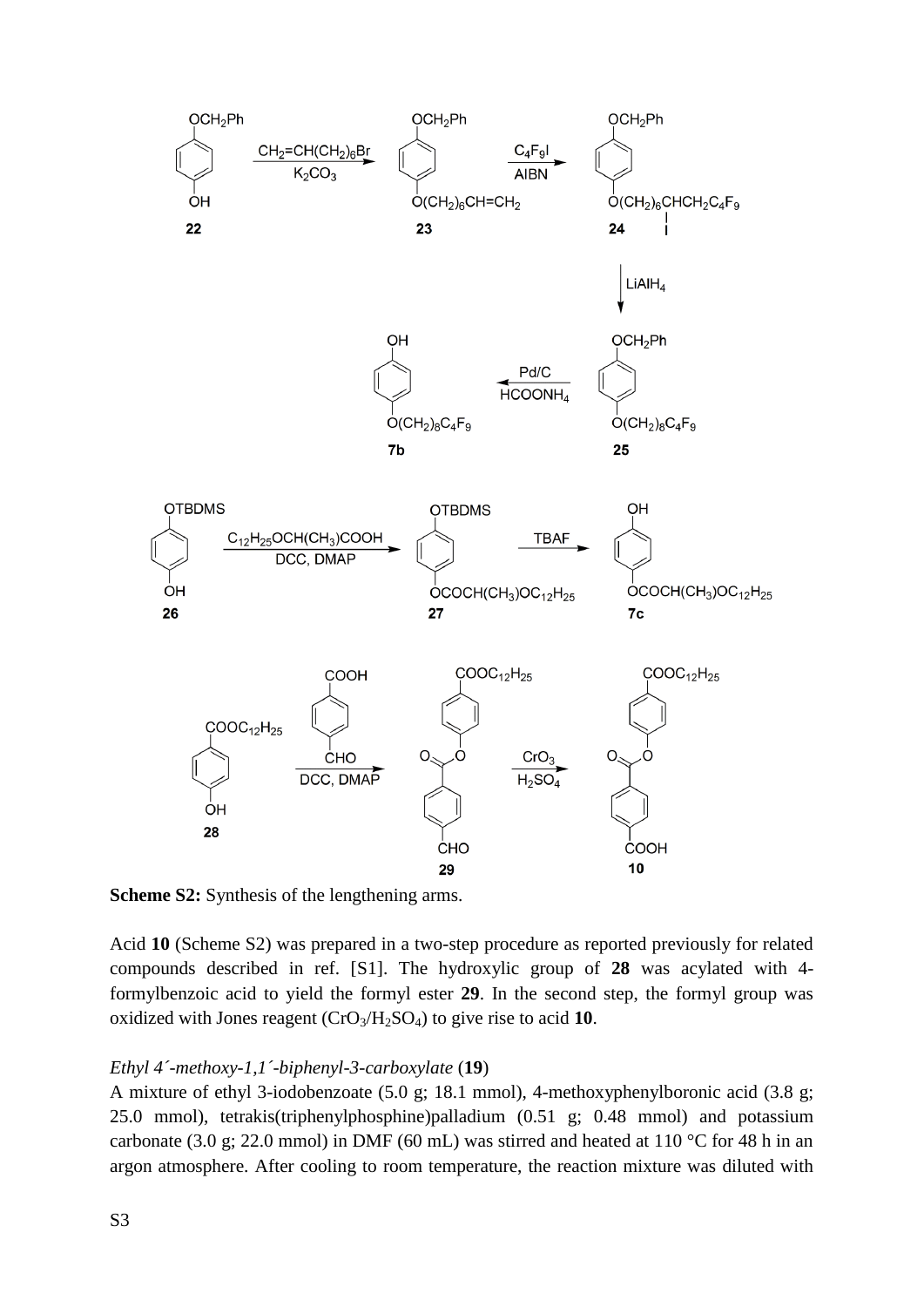**Scheme S2:** Synthesis of the lengthening arms.

Acid **10** (Scheme S2) was prepared in a two-step procedure as reported previously for related compounds described in ref. [S1]. The hydroxylic group of **28** was acylated with 4-formylbenzoic acid to yield the formyl ester **29**. In the second step, the formyl group was oxidized with Jones reagent ($CrO_3$/$H_2SO_4$) to give rise to acid **10**.

*Ethyl 4´-methoxy-1,1´-biphenyl-3-carboxylate* (**19**)

A mixture of ethyl 3-iodobenzoate (5.0 g; 18.1 mmol), 4-methoxyphenylboronic acid (3.8 g; 25.0 mmol), tetrakis(triphenylphosphine)palladium (0.51 g; 0.48 mmol) and potassium carbonate (3.0 g; 22.0 mmol) in DMF (60 mL) was stirred and heated at 110 °C for 48 h in an argon atmosphere. After cooling to room temperature, the reaction mixture was diluted with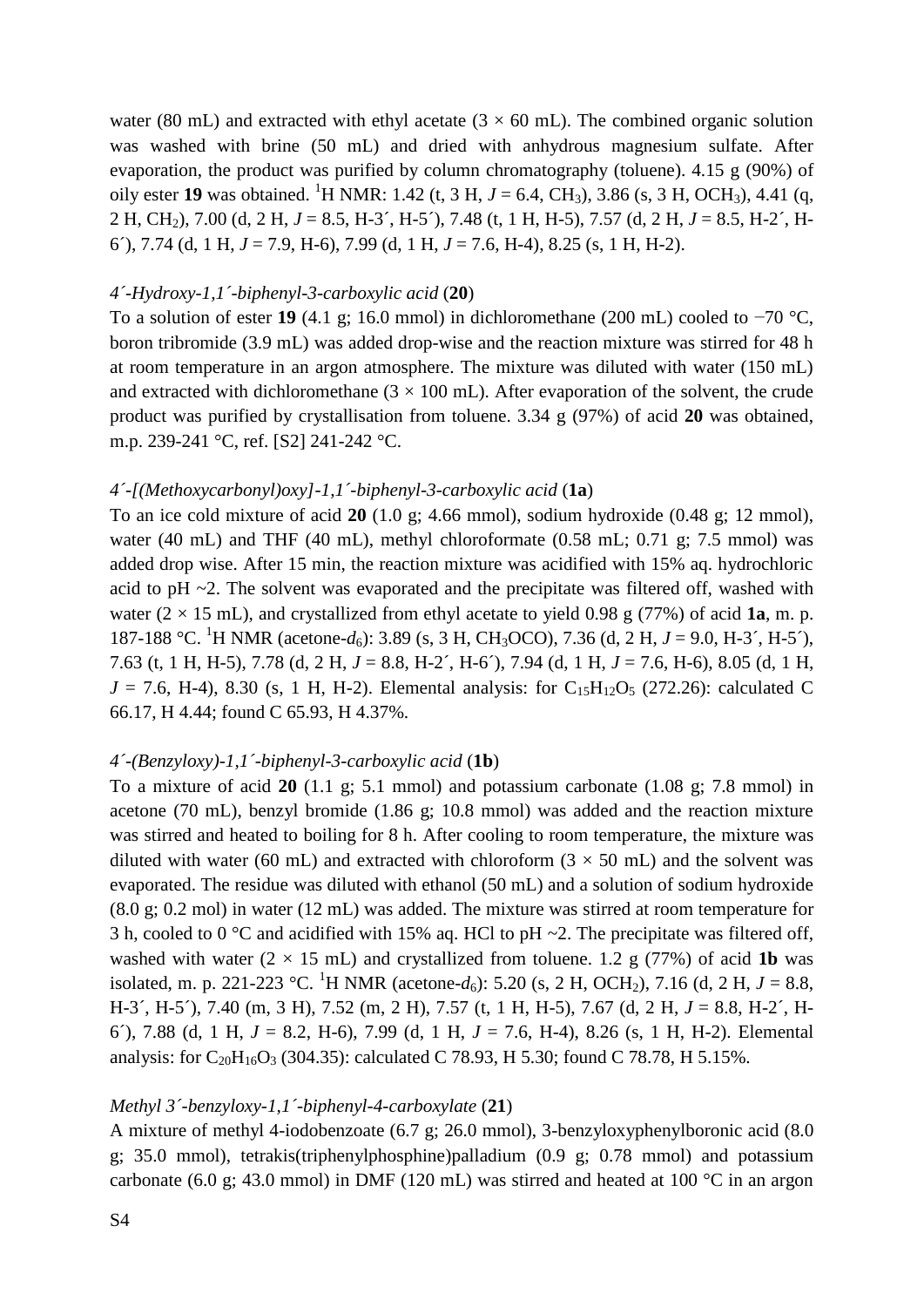water (80 mL) and extracted with ethyl acetate (3 × 60 mL). The combined organic solution was washed with brine (50 mL) and dried with anhydrous magnesium sulfate. After evaporation, the product was purified by column chromatography (toluene). 4.15 g (90%) of oily ester **19** was obtained. $^1$H NMR: 1.42 (t, 3 H, *J* = 6.4, $CH_3$), 3.86 (s, 3 H, $OCH_3$), 4.41 (q, 2 H, $CH_2$), 7.00 (d, 2 H, *J* = 8.5, H-3´, H-5´), 7.48 (t, 1 H, H-5), 7.57 (d, 2 H, *J* = 8.5, H-2´, H-6´), 7.74 (d, 1 H, *J* = 7.9, H-6), 7.99 (d, 1 H, *J* = 7.6, H-4), 8.25 (s, 1 H, H-2).

*4´-Hydroxy-1,1´-biphenyl-3-carboxylic acid* (**20**)

To a solution of ester **19** (4.1 g; 16.0 mmol) in dichloromethane (200 mL) cooled to −70 °C, boron tribromide (3.9 mL) was added drop-wise and the reaction mixture was stirred for 48 h at room temperature in an argon atmosphere. The mixture was diluted with water (150 mL) and extracted with dichloromethane (3 × 100 mL). After evaporation of the solvent, the crude product was purified by crystallisation from toluene. 3.34 g (97%) of acid **20** was obtained, m.p. 239-241 °C, ref. [S2] 241-242 °C.

*4´-[(Methoxycarbonyl)oxy]-1,1´-biphenyl-3-carboxylic acid* (**1a**)

To an ice cold mixture of acid **20** (1.0 g; 4.66 mmol), sodium hydroxide (0.48 g; 12 mmol), water (40 mL) and THF (40 mL), methyl chloroformate (0.58 mL; 0.71 g; 7.5 mmol) was added drop wise. After 15 min, the reaction mixture was acidified with 15% aq. hydrochloric acid to pH ~2. The solvent was evaporated and the precipitate was filtered off, washed with water (2 × 15 mL), and crystallized from ethyl acetate to yield 0.98 g (77%) of acid **1a**, m. p. 187-188 °C. $^1$H NMR (acetone-$d_6$): 3.89 (s, 3 H, $CH_3OCO$), 7.36 (d, 2 H, *J* = 9.0, H-3´, H-5´), 7.63 (t, 1 H, H-5), 7.78 (d, 2 H, *J* = 8.8, H-2´, H-6´), 7.94 (d, 1 H, *J* = 7.6, H-6), 8.05 (d, 1 H, *J* = 7.6, H-4), 8.30 (s, 1 H, H-2). Elemental analysis: for $C_{15}H_{12}O_5$ (272.26): calculated C 66.17, H 4.44; found C 65.93, H 4.37%.

*4´-(Benzyloxy)-1,1´-biphenyl-3-carboxylic acid* (**1b**)

To a mixture of acid **20** (1.1 g; 5.1 mmol) and potassium carbonate (1.08 g; 7.8 mmol) in acetone (70 mL), benzyl bromide (1.86 g; 10.8 mmol) was added and the reaction mixture was stirred and heated to boiling for 8 h. After cooling to room temperature, the mixture was diluted with water (60 mL) and extracted with chloroform (3 × 50 mL) and the solvent was evaporated. The residue was diluted with ethanol (50 mL) and a solution of sodium hydroxide (8.0 g; 0.2 mol) in water (12 mL) was added. The mixture was stirred at room temperature for 3 h, cooled to 0 °C and acidified with 15% aq. HCl to pH ~2. The precipitate was filtered off, washed with water (2 × 15 mL) and crystallized from toluene. 1.2 g (77%) of acid **1b** was isolated, m. p. 221-223 °C. $^1$H NMR (acetone-$d_6$): 5.20 (s, 2 H, $OCH_2$), 7.16 (d, 2 H, *J* = 8.8, H-3´, H-5´), 7.40 (m, 3 H), 7.52 (m, 2 H), 7.57 (t, 1 H, H-5), 7.67 (d, 2 H, *J* = 8.8, H-2´, H-6´), 7.88 (d, 1 H, *J* = 8.2, H-6), 7.99 (d, 1 H, *J* = 7.6, H-4), 8.26 (s, 1 H, H-2). Elemental analysis: for $C_{20}H_{16}O_3$ (304.35): calculated C 78.93, H 5.30; found C 78.78, H 5.15%.

*Methyl 3´-benzyloxy-1,1´-biphenyl-4-carboxylate* (**21**)

A mixture of methyl 4-iodobenzoate (6.7 g; 26.0 mmol), 3-benzyloxyphenylboronic acid (8.0 g; 35.0 mmol), tetrakis(triphenylphosphine)palladium (0.9 g; 0.78 mmol) and potassium carbonate (6.0 g; 43.0 mmol) in DMF (120 mL) was stirred and heated at 100 °C in an argon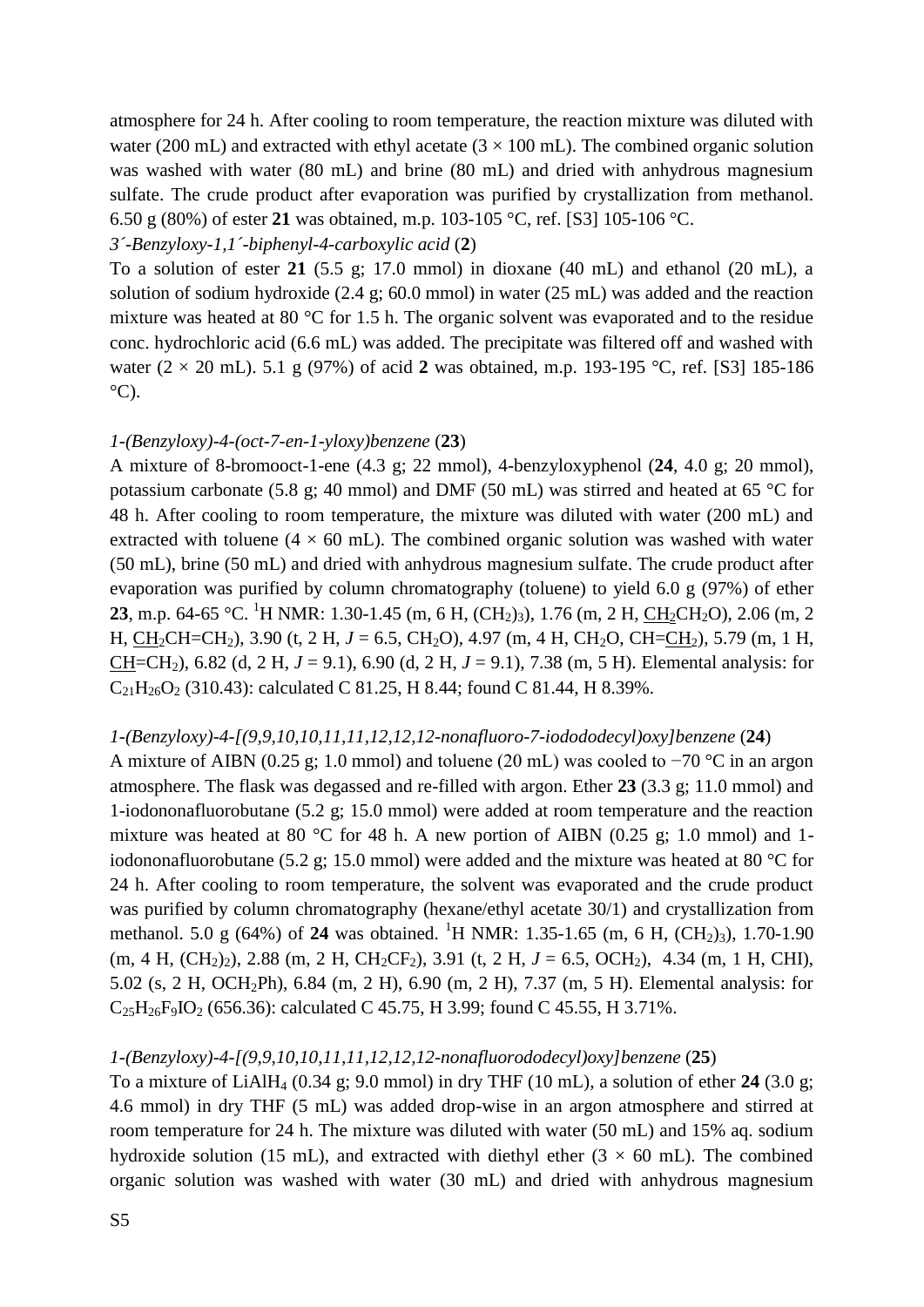atmosphere for 24 h. After cooling to room temperature, the reaction mixture was diluted with water (200 mL) and extracted with ethyl acetate (3 × 100 mL). The combined organic solution was washed with water (80 mL) and brine (80 mL) and dried with anhydrous magnesium sulfate. The crude product after evaporation was purified by crystallization from methanol. 6.50 g (80%) of ester **21** was obtained, m.p. 103-105 °C, ref. [S3] 105-106 °C.

*3´-Benzyloxy-1,1´-biphenyl-4-carboxylic acid* (**2**)

To a solution of ester **21** (5.5 g; 17.0 mmol) in dioxane (40 mL) and ethanol (20 mL), a solution of sodium hydroxide (2.4 g; 60.0 mmol) in water (25 mL) was added and the reaction mixture was heated at 80 °C for 1.5 h. The organic solvent was evaporated and to the residue conc. hydrochloric acid (6.6 mL) was added. The precipitate was filtered off and washed with water (2 × 20 mL). 5.1 g (97%) of acid **2** was obtained, m.p. 193-195 °C, ref. [S3] 185-186 °C).

*1-(Benzyloxy)-4-(oct-7-en-1-yloxy)benzene* (**23**)

A mixture of 8-bromooct-1-ene (4.3 g; 22 mmol), 4-benzyloxyphenol (**24**, 4.0 g; 20 mmol), potassium carbonate (5.8 g; 40 mmol) and DMF (50 mL) was stirred and heated at 65 °C for 48 h. After cooling to room temperature, the mixture was diluted with water (200 mL) and extracted with toluene (4 × 60 mL). The combined organic solution was washed with water (50 mL), brine (50 mL) and dried with anhydrous magnesium sulfate. The crude product after evaporation was purified by column chromatography (toluene) to yield 6.0 g (97%) of ether **23**, m.p. 64-65 °C. $^1$H NMR: 1.30-1.45 (m, 6 H, $(CH_2)_3$), 1.76 (m, 2 H, $\underline{CH_2}CH_2O$), 2.06 (m, 2 H, $\underline{CH_2}CH{=}CH_2$), 3.90 (t, 2 H, *J* = 6.5, $CH_2O$), 4.97 (m, 4 H, $CH_2O$, $CH{=}\underline{CH_2}$), 5.79 (m, 1 H, $\underline{CH}{=}CH_2$), 6.82 (d, 2 H, *J* = 9.1), 6.90 (d, 2 H, *J* = 9.1), 7.38 (m, 5 H). Elemental analysis: for $C_{21}H_{26}O_2$ (310.43): calculated C 81.25, H 8.44; found C 81.44, H 8.39%.

*1-(Benzyloxy)-4-[(9,9,10,10,11,11,12,12,12-nonafluoro-7-iodododecyl)oxy]benzene* (**24**)

A mixture of AIBN (0.25 g; 1.0 mmol) and toluene (20 mL) was cooled to −70 °C in an argon atmosphere. The flask was degassed and re-filled with argon. Ether **23** (3.3 g; 11.0 mmol) and 1-iodononafluorobutane (5.2 g; 15.0 mmol) were added at room temperature and the reaction mixture was heated at 80 °C for 48 h. A new portion of AIBN (0.25 g; 1.0 mmol) and 1-iodononafluorobutane (5.2 g; 15.0 mmol) were added and the mixture was heated at 80 °C for 24 h. After cooling to room temperature, the solvent was evaporated and the crude product was purified by column chromatography (hexane/ethyl acetate 30/1) and crystallization from methanol. 5.0 g (64%) of **24** was obtained. $^1$H NMR: 1.35-1.65 (m, 6 H, $(CH_2)_3$), 1.70-1.90 (m, 4 H, $(CH_2)_2$), 2.88 (m, 2 H, $CH_2CF_2$), 3.91 (t, 2 H, *J* = 6.5, $OCH_2$), 4.34 (m, 1 H, CHI), 5.02 (s, 2 H, $OCH_2Ph$), 6.84 (m, 2 H), 6.90 (m, 2 H), 7.37 (m, 5 H). Elemental analysis: for $C_{25}H_{26}F_9IO_2$ (656.36): calculated C 45.75, H 3.99; found C 45.55, H 3.71%.

*1-(Benzyloxy)-4-[(9,9,10,10,11,11,12,12,12-nonafluorododecyl)oxy]benzene* (**25**)

To a mixture of $LiAlH_4$ (0.34 g; 9.0 mmol) in dry THF (10 mL), a solution of ether **24** (3.0 g; 4.6 mmol) in dry THF (5 mL) was added drop-wise in an argon atmosphere and stirred at room temperature for 24 h. The mixture was diluted with water (50 mL) and 15% aq. sodium hydroxide solution (15 mL), and extracted with diethyl ether (3 × 60 mL). The combined organic solution was washed with water (30 mL) and dried with anhydrous magnesium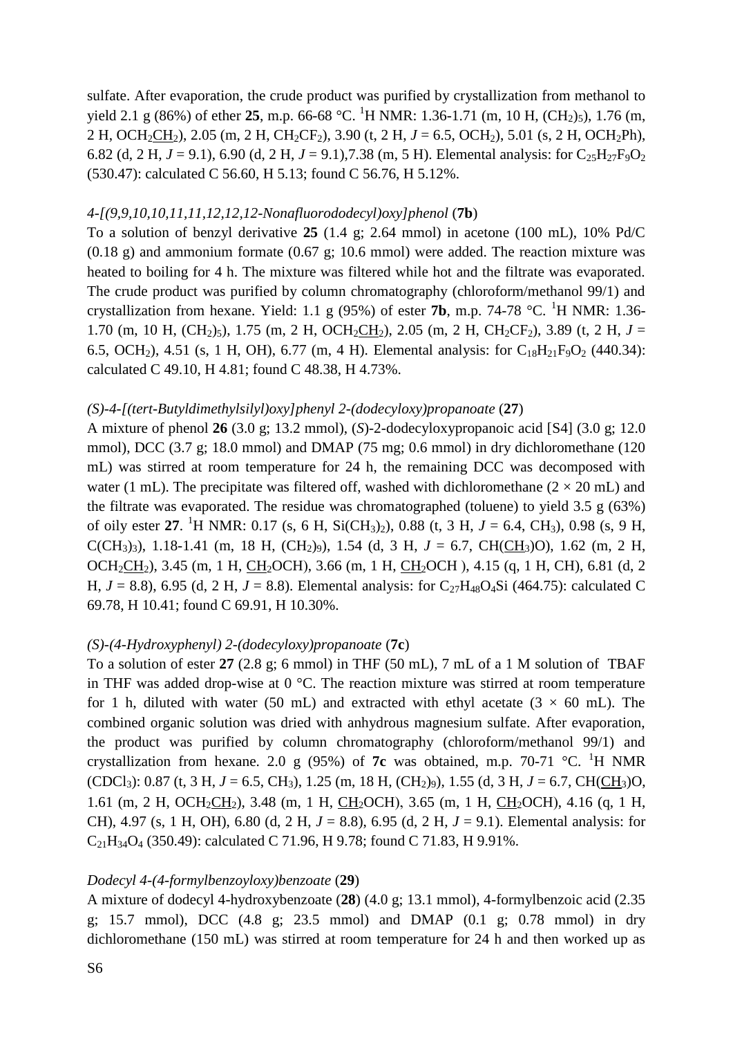sulfate. After evaporation, the crude product was purified by crystallization from methanol to yield 2.1 g (86%) of ether **25**, m.p. 66-68 °C. $^1$H NMR: 1.36-1.71 (m, 10 H, $(CH_2)_5$), 1.76 (m, 2 H, OCH$_2$<u>CH$_2$</u>), 2.05 (m, 2 H, $CH_2CF_2$), 3.90 (t, 2 H, *J* = 6.5, $OCH_2$), 5.01 (s, 2 H, $OCH_2Ph$), 6.82 (d, 2 H, *J* = 9.1), 6.90 (d, 2 H, *J* = 9.1),7.38 (m, 5 H). Elemental analysis: for $C_{25}H_{27}F_9O_2$ (530.47): calculated C 56.60, H 5.13; found C 56.76, H 5.12%.

*4-[(9,9,10,10,11,11,12,12,12-Nonafluorododecyl)oxy]phenol* (**7b**)

To a solution of benzyl derivative **25** (1.4 g; 2.64 mmol) in acetone (100 mL), 10% Pd/C (0.18 g) and ammonium formate (0.67 g; 10.6 mmol) were added. The reaction mixture was heated to boiling for 4 h. The mixture was filtered while hot and the filtrate was evaporated. The crude product was purified by column chromatography (chloroform/methanol 99/1) and crystallization from hexane. Yield: 1.1 g (95%) of ester **7b**, m.p. 74-78 °C. $^1$H NMR: 1.36-1.70 (m, 10 H, $(CH_2)_5$), 1.75 (m, 2 H, OCH$_2$<u>CH$_2$</u>), 2.05 (m, 2 H, $CH_2CF_2$), 3.89 (t, 2 H, *J* = 6.5, $OCH_2$), 4.51 (s, 1 H, OH), 6.77 (m, 4 H). Elemental analysis: for $C_{18}H_{21}F_9O_2$ (440.34): calculated C 49.10, H 4.81; found C 48.38, H 4.73%.

*(S)-4-[(tert-Butyldimethylsilyl)oxy]phenyl 2-(dodecyloxy)propanoate* (**27**)

A mixture of phenol **26** (3.0 g; 13.2 mmol), (*S*)-2-dodecyloxypropanoic acid [S4] (3.0 g; 12.0 mmol), DCC (3.7 g; 18.0 mmol) and DMAP (75 mg; 0.6 mmol) in dry dichloromethane (120 mL) was stirred at room temperature for 24 h, the remaining DCC was decomposed with water (1 mL). The precipitate was filtered off, washed with dichloromethane (2 × 20 mL) and the filtrate was evaporated. The residue was chromatographed (toluene) to yield 3.5 g (63%) of oily ester **27**. $^1$H NMR: 0.17 (s, 6 H, $Si(CH_3)_2$), 0.88 (t, 3 H, *J* = 6.4, $CH_3$), 0.98 (s, 9 H, $C(CH_3)_3$), 1.18-1.41 (m, 18 H, $(CH_2)_9$), 1.54 (d, 3 H, *J* = 6.7, CH(<u>CH$_3$</u>)O), 1.62 (m, 2 H, OCH$_2$<u>CH$_2$</u>), 3.45 (m, 1 H, <u>CH$_2$</u>OCH), 3.66 (m, 1 H, <u>CH$_2$</u>OCH ), 4.15 (q, 1 H, CH), 6.81 (d, 2 H, *J* = 8.8), 6.95 (d, 2 H, *J* = 8.8). Elemental analysis: for $C_{27}H_{48}O_4Si$ (464.75): calculated C 69.78, H 10.41; found C 69.91, H 10.30%.

*(S)-(4-Hydroxyphenyl) 2-(dodecyloxy)propanoate* (**7c**)

To a solution of ester **27** (2.8 g; 6 mmol) in THF (50 mL), 7 mL of a 1 M solution of TBAF in THF was added drop-wise at 0 °C. The reaction mixture was stirred at room temperature for 1 h, diluted with water (50 mL) and extracted with ethyl acetate (3 × 60 mL). The combined organic solution was dried with anhydrous magnesium sulfate. After evaporation, the product was purified by column chromatography (chloroform/methanol 99/1) and crystallization from hexane. 2.0 g (95%) of **7c** was obtained, m.p. 70-71 °C. $^1$H NMR ($CDCl_3$): 0.87 (t, 3 H, *J* = 6.5, $CH_3$), 1.25 (m, 18 H, $(CH_2)_9$), 1.55 (d, 3 H, *J* = 6.7, CH(<u>CH$_3$</u>)O, 1.61 (m, 2 H, OCH$_2$<u>CH$_2$</u>), 3.48 (m, 1 H, <u>CH$_2$</u>OCH), 3.65 (m, 1 H, <u>CH$_2$</u>OCH), 4.16 (q, 1 H, CH), 4.97 (s, 1 H, OH), 6.80 (d, 2 H, *J* = 8.8), 6.95 (d, 2 H, *J* = 9.1). Elemental analysis: for $C_{21}H_{34}O_4$ (350.49): calculated C 71.96, H 9.78; found C 71.83, H 9.91%.

*Dodecyl 4-(4-formylbenzoyloxy)benzoate* (**29**)

A mixture of dodecyl 4-hydroxybenzoate (**28**) (4.0 g; 13.1 mmol), 4-formylbenzoic acid (2.35 g; 15.7 mmol), DCC (4.8 g; 23.5 mmol) and DMAP (0.1 g; 0.78 mmol) in dry dichloromethane (150 mL) was stirred at room temperature for 24 h and then worked up as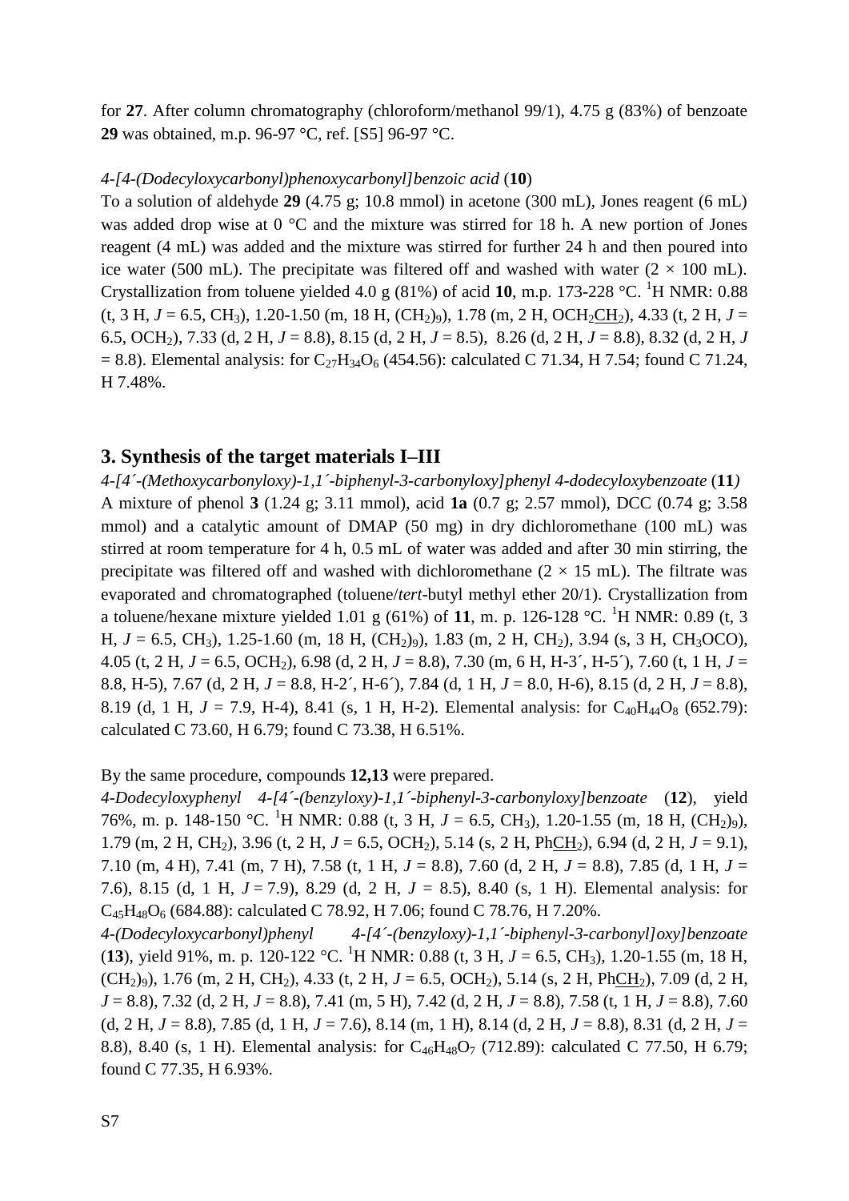for **27**. After column chromatography (chloroform/methanol 99/1), 4.75 g (83%) of benzoate **29** was obtained, m.p. 96-97 °C, ref. [S5] 96-97 °C.

*4-[4-(Dodecyloxycarbonyl)phenoxycarbonyl]benzoic acid* (**10**)

To a solution of aldehyde **29** (4.75 g; 10.8 mmol) in acetone (300 mL), Jones reagent (6 mL) was added drop wise at 0 °C and the mixture was stirred for 18 h. A new portion of Jones reagent (4 mL) was added and the mixture was stirred for further 24 h and then poured into ice water (500 mL). The precipitate was filtered off and washed with water (2 × 100 mL). Crystallization from toluene yielded 4.0 g (81%) of acid **10**, m.p. 173-228 °C. $^{1}$H NMR: 0.88 (t, 3 H, *J* = 6.5, $CH_3$), 1.20-1.50 (m, 18 H, $(CH_2)_9$), 1.78 (m, 2 H, $OCH_2\underline{CH_2}$), 4.33 (t, 2 H, *J* = 6.5, $OCH_2$), 7.33 (d, 2 H, *J* = 8.8), 8.15 (d, 2 H, *J* = 8.5), 8.26 (d, 2 H, *J* = 8.8), 8.32 (d, 2 H, *J* = 8.8). Elemental analysis: for $C_{27}H_{34}O_6$ (454.56): calculated C 71.34, H 7.54; found C 71.24, H 7.48%.

## 3. Synthesis of the target materials I–III

*4-[4´-(Methoxycarbonyloxy)-1,1´-biphenyl-3-carbonyloxy]phenyl 4-dodecyloxybenzoate* (**11**)

A mixture of phenol **3** (1.24 g; 3.11 mmol), acid **1a** (0.7 g; 2.57 mmol), DCC (0.74 g; 3.58 mmol) and a catalytic amount of DMAP (50 mg) in dry dichloromethane (100 mL) was stirred at room temperature for 4 h, 0.5 mL of water was added and after 30 min stirring, the precipitate was filtered off and washed with dichloromethane (2 × 15 mL). The filtrate was evaporated and chromatographed (toluene/*tert*-butyl methyl ether 20/1). Crystallization from a toluene/hexane mixture yielded 1.01 g (61%) of **11**, m. p. 126-128 °C. $^{1}$H NMR: 0.89 (t, 3 H, *J* = 6.5, $CH_3$), 1.25-1.60 (m, 18 H, $(CH_2)_9$), 1.83 (m, 2 H, $CH_2$), 3.94 (s, 3 H, $CH_3OCO$), 4.05 (t, 2 H, *J* = 6.5, $OCH_2$), 6.98 (d, 2 H, *J* = 8.8), 7.30 (m, 6 H, H-3´, H-5´), 7.60 (t, 1 H, *J* = 8.8, H-5), 7.67 (d, 2 H, *J* = 8.8, H-2´, H-6´), 7.84 (d, 1 H, *J* = 8.0, H-6), 8.15 (d, 2 H, *J* = 8.8), 8.19 (d, 1 H, *J* = 7.9, H-4), 8.41 (s, 1 H, H-2). Elemental analysis: for $C_{40}H_{44}O_8$ (652.79): calculated C 73.60, H 6.79; found C 73.38, H 6.51%.

By the same procedure, compounds **12,13** were prepared.

*4-Dodecyloxyphenyl 4-[4´-(benzyloxy)-1,1´-biphenyl-3-carbonyloxy]benzoate* (**12**), yield 76%, m. p. 148-150 °C. $^{1}$H NMR: 0.88 (t, 3 H, *J* = 6.5, $CH_3$), 1.20-1.55 (m, 18 H, $(CH_2)_9$), 1.79 (m, 2 H, $CH_2$), 3.96 (t, 2 H, *J* = 6.5, $OCH_2$), 5.14 (s, 2 H, $Ph\underline{CH_2}$), 6.94 (d, 2 H, *J* = 9.1), 7.10 (m, 4 H), 7.41 (m, 7 H), 7.58 (t, 1 H, *J* = 8.8), 7.60 (d, 2 H, *J* = 8.8), 7.85 (d, 1 H, *J* = 7.6), 8.15 (d, 1 H, *J* = 7.9), 8.29 (d, 2 H, *J* = 8.5), 8.40 (s, 1 H). Elemental analysis: for $C_{45}H_{48}O_6$ (684.88): calculated C 78.92, H 7.06; found C 78.76, H 7.20%.

*4-(Dodecyloxycarbonyl)phenyl 4-[4´-(benzyloxy)-1,1´-biphenyl-3-carbonyl]oxy]benzoate* (**13**), yield 91%, m. p. 120-122 °C. $^{1}$H NMR: 0.88 (t, 3 H, *J* = 6.5, $CH_3$), 1.20-1.55 (m, 18 H, $(CH_2)_9$), 1.76 (m, 2 H, $CH_2$), 4.33 (t, 2 H, *J* = 6.5, $OCH_2$), 5.14 (s, 2 H, $Ph\underline{CH_2}$), 7.09 (d, 2 H, *J* = 8.8), 7.32 (d, 2 H, *J* = 8.8), 7.41 (m, 5 H), 7.42 (d, 2 H, *J* = 8.8), 7.58 (t, 1 H, *J* = 8.8), 7.60 (d, 2 H, *J* = 8.8), 7.85 (d, 1 H, *J* = 7.6), 8.14 (m, 1 H), 8.14 (d, 2 H, *J* = 8.8), 8.31 (d, 2 H, *J* = 8.8), 8.40 (s, 1 H). Elemental analysis: for $C_{46}H_{48}O_7$ (712.89): calculated C 77.50, H 6.79; found C 77.35, H 6.93%.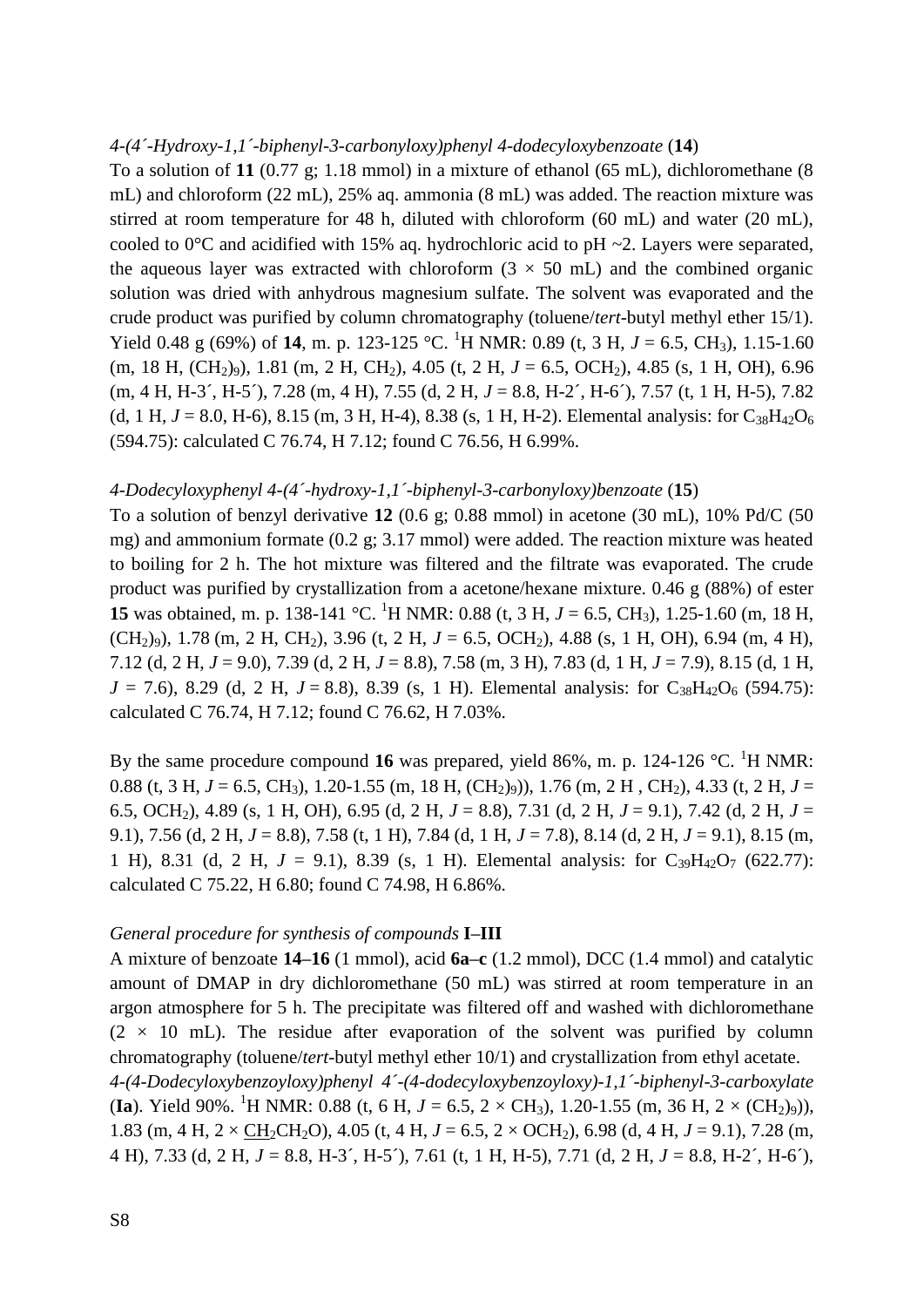*4-(4´-Hydroxy-1,1´-biphenyl-3-carbonyloxy)phenyl 4-dodecyloxybenzoate* (**14**)

To a solution of **11** (0.77 g; 1.18 mmol) in a mixture of ethanol (65 mL), dichloromethane (8 mL) and chloroform (22 mL), 25% aq. ammonia (8 mL) was added. The reaction mixture was stirred at room temperature for 48 h, diluted with chloroform (60 mL) and water (20 mL), cooled to 0°C and acidified with 15% aq. hydrochloric acid to pH ~2. Layers were separated, the aqueous layer was extracted with chloroform (3 × 50 mL) and the combined organic solution was dried with anhydrous magnesium sulfate. The solvent was evaporated and the crude product was purified by column chromatography (toluene/*tert*-butyl methyl ether 15/1). Yield 0.48 g (69%) of **14**, m. p. 123-125 °C. $^1$H NMR: 0.89 (t, 3 H, *J* = 6.5, $CH_3$), 1.15-1.60 (m, 18 H, $(CH_2)_9$), 1.81 (m, 2 H, $CH_2$), 4.05 (t, 2 H, *J* = 6.5, $OCH_2$), 4.85 (s, 1 H, OH), 6.96 (m, 4 H, H-3´, H-5´), 7.28 (m, 4 H), 7.55 (d, 2 H, *J* = 8.8, H-2´, H-6´), 7.57 (t, 1 H, H-5), 7.82 (d, 1 H, *J* = 8.0, H-6), 8.15 (m, 3 H, H-4), 8.38 (s, 1 H, H-2). Elemental analysis: for $C_{38}H_{42}O_6$ (594.75): calculated C 76.74, H 7.12; found C 76.56, H 6.99%.

*4-Dodecyloxyphenyl 4-(4´-hydroxy-1,1´-biphenyl-3-carbonyloxy)benzoate* (**15**)

To a solution of benzyl derivative **12** (0.6 g; 0.88 mmol) in acetone (30 mL), 10% Pd/C (50 mg) and ammonium formate (0.2 g; 3.17 mmol) were added. The reaction mixture was heated to boiling for 2 h. The hot mixture was filtered and the filtrate was evaporated. The crude product was purified by crystallization from a acetone/hexane mixture. 0.46 g (88%) of ester **15** was obtained, m. p. 138-141 °C. $^1$H NMR: 0.88 (t, 3 H, *J* = 6.5, $CH_3$), 1.25-1.60 (m, 18 H, $(CH_2)_9$), 1.78 (m, 2 H, $CH_2$), 3.96 (t, 2 H, *J* = 6.5, $OCH_2$), 4.88 (s, 1 H, OH), 6.94 (m, 4 H), 7.12 (d, 2 H, *J* = 9.0), 7.39 (d, 2 H, *J* = 8.8), 7.58 (m, 3 H), 7.83 (d, 1 H, *J* = 7.9), 8.15 (d, 1 H, *J* = 7.6), 8.29 (d, 2 H, *J* = 8.8), 8.39 (s, 1 H). Elemental analysis: for $C_{38}H_{42}O_6$ (594.75): calculated C 76.74, H 7.12; found C 76.62, H 7.03%.

By the same procedure compound **16** was prepared, yield 86%, m. p. 124-126 °C. $^1$H NMR: 0.88 (t, 3 H, *J* = 6.5, $CH_3$), 1.20-1.55 (m, 18 H, $(CH_2)_9$)), 1.76 (m, 2 H , $CH_2$), 4.33 (t, 2 H, *J* = 6.5, $OCH_2$), 4.89 (s, 1 H, OH), 6.95 (d, 2 H, *J* = 8.8), 7.31 (d, 2 H, *J* = 9.1), 7.42 (d, 2 H, *J* = 9.1), 7.56 (d, 2 H, *J* = 8.8), 7.58 (t, 1 H), 7.84 (d, 1 H, *J* = 7.8), 8.14 (d, 2 H, *J* = 9.1), 8.15 (m, 1 H), 8.31 (d, 2 H, *J* = 9.1), 8.39 (s, 1 H). Elemental analysis: for $C_{39}H_{42}O_7$ (622.77): calculated C 75.22, H 6.80; found C 74.98, H 6.86%.

*General procedure for synthesis of compounds* **I–III**

A mixture of benzoate **14–16** (1 mmol), acid **6a–c** (1.2 mmol), DCC (1.4 mmol) and catalytic amount of DMAP in dry dichloromethane (50 mL) was stirred at room temperature in an argon atmosphere for 5 h. The precipitate was filtered off and washed with dichloromethane (2 × 10 mL). The residue after evaporation of the solvent was purified by column chromatography (toluene/*tert*-butyl methyl ether 10/1) and crystallization from ethyl acetate.

*4-(4-Dodecyloxybenzoyloxy)phenyl 4´-(4-dodecyloxybenzoyloxy)-1,1´-biphenyl-3-carboxylate* (**Ia**). Yield 90%. $^1$H NMR: 0.88 (t, 6 H, *J* = 6.5, 2 × $CH_3$), 1.20-1.55 (m, 36 H, 2 × $(CH_2)_9$)), 1.83 (m, 4 H, 2 × $\underline{CH_2}CH_2O$), 4.05 (t, 4 H, *J* = 6.5, 2 × $OCH_2$), 6.98 (d, 4 H, *J* = 9.1), 7.28 (m, 4 H), 7.33 (d, 2 H, *J* = 8.8, H-3´, H-5´), 7.61 (t, 1 H, H-5), 7.71 (d, 2 H, *J* = 8.8, H-2´, H-6´),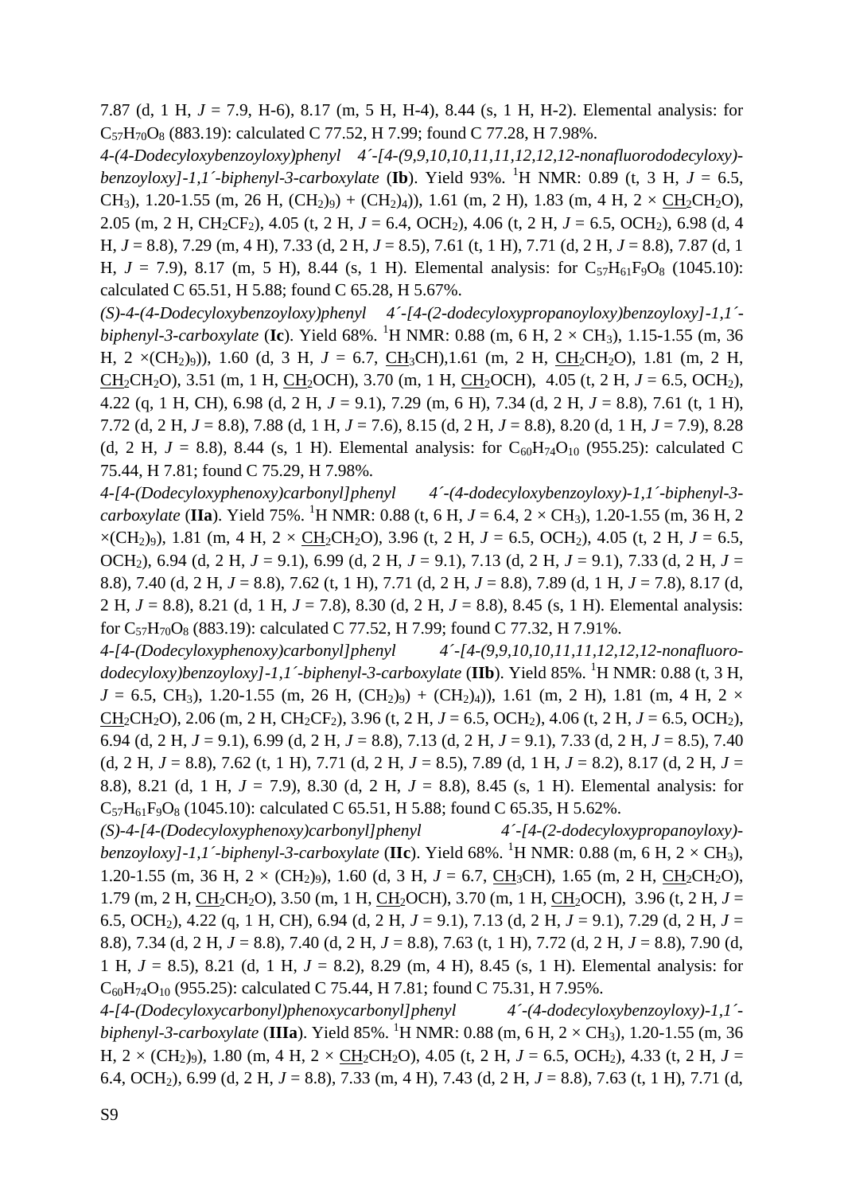7.87 (d, 1 H, $J$ = 7.9, H-6), 8.17 (m, 5 H, H-4), 8.44 (s, 1 H, H-2). Elemental analysis: for $C_{57}H_{70}O_8$ (883.19): calculated C 77.52, H 7.99; found C 77.28, H 7.98%.

*4-(4-Dodecyloxybenzoyloxy)phenyl 4´-[4-(9,9,10,10,11,11,12,12,12-nonafluorododecyloxy)-benzoyloxy]-1,1´-biphenyl-3-carboxylate* (**Ib**). Yield 93%. $^1$H NMR: 0.89 (t, 3 H, $J$ = 6.5, $CH_3$), 1.20-1.55 (m, 26 H, $(CH_2)_9$) + $(CH_2)_4$)), 1.61 (m, 2 H), 1.83 (m, 4 H, 2 × $\underline{CH_2}CH_2O$), 2.05 (m, 2 H, $CH_2CF_2$), 4.05 (t, 2 H, $J$ = 6.4, $OCH_2$), 4.06 (t, 2 H, $J$ = 6.5, $OCH_2$), 6.98 (d, 4 H, $J$ = 8.8), 7.29 (m, 4 H), 7.33 (d, 2 H, $J$ = 8.5), 7.61 (t, 1 H), 7.71 (d, 2 H, $J$ = 8.8), 7.87 (d, 1 H, $J$ = 7.9), 8.17 (m, 5 H), 8.44 (s, 1 H). Elemental analysis: for $C_{57}H_{61}F_9O_8$ (1045.10): calculated C 65.51, H 5.88; found C 65.28, H 5.67%.

*(S)-4-(4-Dodecyloxybenzoyloxy)phenyl 4´-[4-(2-dodecyloxypropanoyloxy)benzoyloxy]-1,1´-biphenyl-3-carboxylate* (**Ic**). Yield 68%. $^1$H NMR: 0.88 (m, 6 H, 2 × $CH_3$), 1.15-1.55 (m, 36 H, 2 ×$(CH_2)_9$)), 1.60 (d, 3 H, $J$ = 6.7, $\underline{CH_3}CH$),1.61 (m, 2 H, $\underline{CH_2}CH_2O$), 1.81 (m, 2 H, $\underline{CH_2}CH_2O$), 3.51 (m, 1 H, $\underline{CH_2}OCH$), 3.70 (m, 1 H, $\underline{CH_2}OCH$), 4.05 (t, 2 H, $J$ = 6.5, $OCH_2$), 4.22 (q, 1 H, CH), 6.98 (d, 2 H, $J$ = 9.1), 7.29 (m, 6 H), 7.34 (d, 2 H, $J$ = 8.8), 7.61 (t, 1 H), 7.72 (d, 2 H, $J$ = 8.8), 7.88 (d, 1 H, $J$ = 7.6), 8.15 (d, 2 H, $J$ = 8.8), 8.20 (d, 1 H, $J$ = 7.9), 8.28 (d, 2 H, $J$ = 8.8), 8.44 (s, 1 H). Elemental analysis: for $C_{60}H_{74}O_{10}$ (955.25): calculated C 75.44, H 7.81; found C 75.29, H 7.98%.

*4-[4-(Dodecyloxyphenoxy)carbonyl]phenyl 4´-(4-dodecyloxybenzoyloxy)-1,1´-biphenyl-3-carboxylate* (**IIa**). Yield 75%. $^1$H NMR: 0.88 (t, 6 H, $J$ = 6.4, 2 × $CH_3$), 1.20-1.55 (m, 36 H, 2 ×$(CH_2)_9$), 1.81 (m, 4 H, 2 × $\underline{CH_2}CH_2O$), 3.96 (t, 2 H, $J$ = 6.5, $OCH_2$), 4.05 (t, 2 H, $J$ = 6.5, $OCH_2$), 6.94 (d, 2 H, $J$ = 9.1), 6.99 (d, 2 H, $J$ = 9.1), 7.13 (d, 2 H, $J$ = 9.1), 7.33 (d, 2 H, $J$ = 8.8), 7.40 (d, 2 H, $J$ = 8.8), 7.62 (t, 1 H), 7.71 (d, 2 H, $J$ = 8.8), 7.89 (d, 1 H, $J$ = 7.8), 8.17 (d, 2 H, $J$ = 8.8), 8.21 (d, 1 H, $J$ = 7.8), 8.30 (d, 2 H, $J$ = 8.8), 8.45 (s, 1 H). Elemental analysis: for $C_{57}H_{70}O_8$ (883.19): calculated C 77.52, H 7.99; found C 77.32, H 7.91%.

*4-[4-(Dodecyloxyphenoxy)carbonyl]phenyl 4´-[4-(9,9,10,10,11,11,12,12,12-nonafluoro-dodecyloxy)benzoyloxy]-1,1´-biphenyl-3-carboxylate* (**IIb**). Yield 85%. $^1$H NMR: 0.88 (t, 3 H, $J$ = 6.5, $CH_3$), 1.20-1.55 (m, 26 H, $(CH_2)_9$) + $(CH_2)_4$)), 1.61 (m, 2 H), 1.81 (m, 4 H, 2 × $\underline{CH_2}CH_2O$), 2.06 (m, 2 H, $CH_2CF_2$), 3.96 (t, 2 H, $J$ = 6.5, $OCH_2$), 4.06 (t, 2 H, $J$ = 6.5, $OCH_2$), 6.94 (d, 2 H, $J$ = 9.1), 6.99 (d, 2 H, $J$ = 8.8), 7.13 (d, 2 H, $J$ = 9.1), 7.33 (d, 2 H, $J$ = 8.5), 7.40 (d, 2 H, $J$ = 8.8), 7.62 (t, 1 H), 7.71 (d, 2 H, $J$ = 8.5), 7.89 (d, 1 H, $J$ = 8.2), 8.17 (d, 2 H, $J$ = 8.8), 8.21 (d, 1 H, $J$ = 7.9), 8.30 (d, 2 H, $J$ = 8.8), 8.45 (s, 1 H). Elemental analysis: for $C_{57}H_{61}F_9O_8$ (1045.10): calculated C 65.51, H 5.88; found C 65.35, H 5.62%.

*(S)-4-[4-(Dodecyloxyphenoxy)carbonyl]phenyl 4´-[4-(2-dodecyloxypropanoyloxy)-benzoyloxy]-1,1´-biphenyl-3-carboxylate* (**IIc**). Yield 68%. $^1$H NMR: 0.88 (m, 6 H, 2 × $CH_3$), 1.20-1.55 (m, 36 H, 2 × $(CH_2)_9$), 1.60 (d, 3 H, $J$ = 6.7, $\underline{CH_3}CH$), 1.65 (m, 2 H, $\underline{CH_2}CH_2O$), 1.79 (m, 2 H, $\underline{CH_2}CH_2O$), 3.50 (m, 1 H, $\underline{CH_2}OCH$), 3.70 (m, 1 H, $\underline{CH_2}OCH$), 3.96 (t, 2 H, $J$ = 6.5, $OCH_2$), 4.22 (q, 1 H, CH), 6.94 (d, 2 H, $J$ = 9.1), 7.13 (d, 2 H, $J$ = 9.1), 7.29 (d, 2 H, $J$ = 8.8), 7.34 (d, 2 H, $J$ = 8.8), 7.40 (d, 2 H, $J$ = 8.8), 7.63 (t, 1 H), 7.72 (d, 2 H, $J$ = 8.8), 7.90 (d, 1 H, $J$ = 8.5), 8.21 (d, 1 H, $J$ = 8.2), 8.29 (m, 4 H), 8.45 (s, 1 H). Elemental analysis: for $C_{60}H_{74}O_{10}$ (955.25): calculated C 75.44, H 7.81; found C 75.31, H 7.95%.

*4-[4-(Dodecyloxycarbonyl)phenoxycarbonyl]phenyl 4´-(4-dodecyloxybenzoyloxy)-1,1´-biphenyl-3-carboxylate* (**IIIa**). Yield 85%. $^1$H NMR: 0.88 (m, 6 H, 2 × $CH_3$), 1.20-1.55 (m, 36 H, 2 × $(CH_2)_9$), 1.80 (m, 4 H, 2 × $\underline{CH_2}CH_2O$), 4.05 (t, 2 H, $J$ = 6.5, $OCH_2$), 4.33 (t, 2 H, $J$ = 6.4, $OCH_2$), 6.99 (d, 2 H, $J$ = 8.8), 7.33 (m, 4 H), 7.43 (d, 2 H, $J$ = 8.8), 7.63 (t, 1 H), 7.71 (d,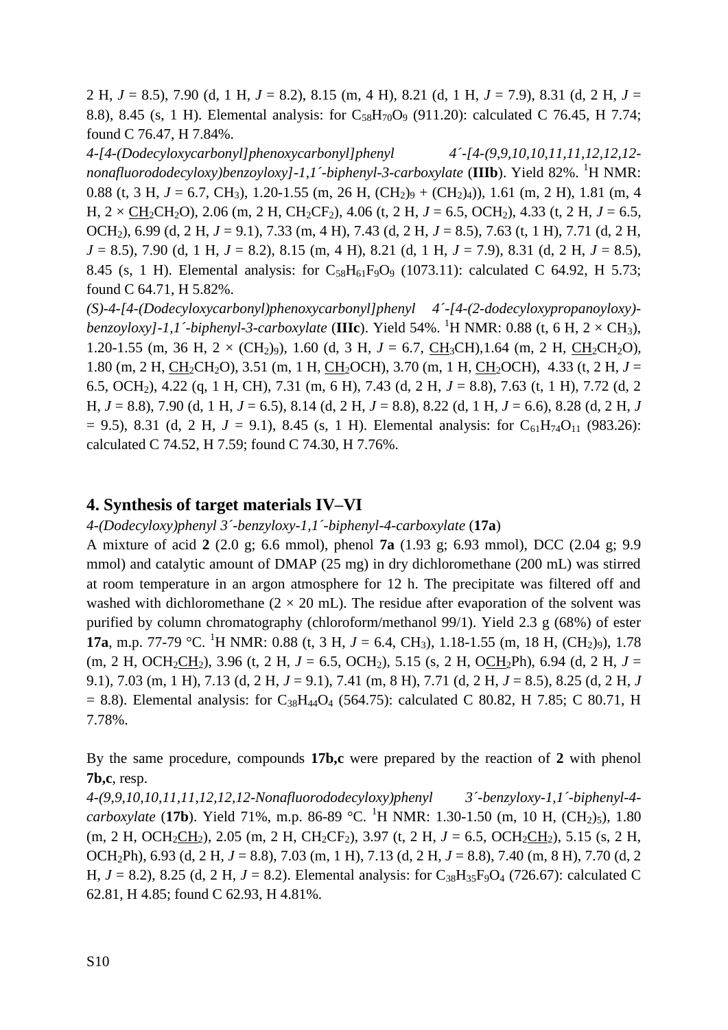2 H, *J* = 8.5), 7.90 (d, 1 H, *J* = 8.2), 8.15 (m, 4 H), 8.21 (d, 1 H, *J* = 7.9), 8.31 (d, 2 H, *J* = 8.8), 8.45 (s, 1 H). Elemental analysis: for $C_{58}H_{70}O_9$ (911.20): calculated C 76.45, H 7.74; found C 76.47, H 7.84%.

*4-[4-(Dodecyloxycarbonyl]phenoxycarbonyl]phenyl 4´-[4-(9,9,10,10,11,11,12,12,12-nonafluorododecyloxy)benzoyloxy]-1,1´-biphenyl-3-carboxylate* (**IIIb**). Yield 82%. $^1$H NMR: 0.88 (t, 3 H, *J* = 6.7, $CH_3$), 1.20-1.55 (m, 26 H, $(CH_2)_9$ + $(CH_2)_4$)), 1.61 (m, 2 H), 1.81 (m, 4 H, 2 × <u>$CH_2$</u>$CH_2$O), 2.06 (m, 2 H, $CH_2CF_2$), 4.06 (t, 2 H, *J* = 6.5, $OCH_2$), 4.33 (t, 2 H, *J* = 6.5, $OCH_2$), 6.99 (d, 2 H, *J* = 9.1), 7.33 (m, 4 H), 7.43 (d, 2 H, *J* = 8.5), 7.63 (t, 1 H), 7.71 (d, 2 H, *J* = 8.5), 7.90 (d, 1 H, *J* = 8.2), 8.15 (m, 4 H), 8.21 (d, 1 H, *J* = 7.9), 8.31 (d, 2 H, *J* = 8.5), 8.45 (s, 1 H). Elemental analysis: for $C_{58}H_{61}F_9O_9$ (1073.11): calculated C 64.92, H 5.73; found C 64.71, H 5.82%.

*(S)-4-[4-(Dodecyloxycarbonyl)phenoxycarbonyl]phenyl 4´-[4-(2-dodecyloxypropanoyloxy)-benzoyloxy]-1,1´-biphenyl-3-carboxylate* (**IIIc**). Yield 54%. $^1$H NMR: 0.88 (t, 6 H, 2 × $CH_3$), 1.20-1.55 (m, 36 H, 2 × $(CH_2)_9$), 1.60 (d, 3 H, *J* = 6.7, <u>$CH_3$</u>CH),1.64 (m, 2 H, <u>$CH_2$</u>$CH_2$O), 1.80 (m, 2 H, <u>$CH_2$</u>$CH_2$O), 3.51 (m, 1 H, <u>$CH_2$</u>OCH), 3.70 (m, 1 H, <u>$CH_2$</u>OCH), 4.33 (t, 2 H, *J* = 6.5, $OCH_2$), 4.22 (q, 1 H, CH), 7.31 (m, 6 H), 7.43 (d, 2 H, *J* = 8.8), 7.63 (t, 1 H), 7.72 (d, 2 H, *J* = 8.8), 7.90 (d, 1 H, *J* = 6.5), 8.14 (d, 2 H, *J* = 8.8), 8.22 (d, 1 H, *J* = 6.6), 8.28 (d, 2 H, *J* = 9.5), 8.31 (d, 2 H, *J* = 9.1), 8.45 (s, 1 H). Elemental analysis: for $C_{61}H_{74}O_{11}$ (983.26): calculated C 74.52, H 7.59; found C 74.30, H 7.76%.

## 4. Synthesis of target materials IV–VI

*4-(Dodecyloxy)phenyl 3´-benzyloxy-1,1´-biphenyl-4-carboxylate* (**17a**)

A mixture of acid **2** (2.0 g; 6.6 mmol), phenol **7a** (1.93 g; 6.93 mmol), DCC (2.04 g; 9.9 mmol) and catalytic amount of DMAP (25 mg) in dry dichloromethane (200 mL) was stirred at room temperature in an argon atmosphere for 12 h. The precipitate was filtered off and washed with dichloromethane (2 × 20 mL). The residue after evaporation of the solvent was purified by column chromatography (chloroform/methanol 99/1). Yield 2.3 g (68%) of ester **17a**, m.p. 77-79 °C. $^1$H NMR: 0.88 (t, 3 H, *J* = 6.4, $CH_3$), 1.18-1.55 (m, 18 H, $(CH_2)_9$), 1.78 (m, 2 H, $OCH_2$<u>$CH_2$</u>), 3.96 (t, 2 H, *J* = 6.5, $OCH_2$), 5.15 (s, 2 H, O<u>$CH_2$</u>Ph), 6.94 (d, 2 H, *J* = 9.1), 7.03 (m, 1 H), 7.13 (d, 2 H, *J* = 9.1), 7.41 (m, 8 H), 7.71 (d, 2 H, *J* = 8.5), 8.25 (d, 2 H, *J* = 8.8). Elemental analysis: for $C_{38}H_{44}O_4$ (564.75): calculated C 80.82, H 7.85; C 80.71, H 7.78%.

By the same procedure, compounds **17b,c** were prepared by the reaction of **2** with phenol **7b,c**, resp.

*4-(9,9,10,10,11,11,12,12,12-Nonafluorododecyloxy)phenyl 3´-benzyloxy-1,1´-biphenyl-4-carboxylate* (**17b**). Yield 71%, m.p. 86-89 °C. $^1$H NMR: 1.30-1.50 (m, 10 H, $(CH_2)_5$), 1.80 (m, 2 H, $OCH_2$<u>$CH_2$</u>), 2.05 (m, 2 H, $CH_2CF_2$), 3.97 (t, 2 H, *J* = 6.5, $OCH_2$<u>$CH_2$</u>), 5.15 (s, 2 H, $OCH_2$Ph), 6.93 (d, 2 H, *J* = 8.8), 7.03 (m, 1 H), 7.13 (d, 2 H, *J* = 8.8), 7.40 (m, 8 H), 7.70 (d, 2 H, *J* = 8.2), 8.25 (d, 2 H, *J* = 8.2). Elemental analysis: for $C_{38}H_{35}F_9O_4$ (726.67): calculated C 62.81, H 4.85; found C 62.93, H 4.81%.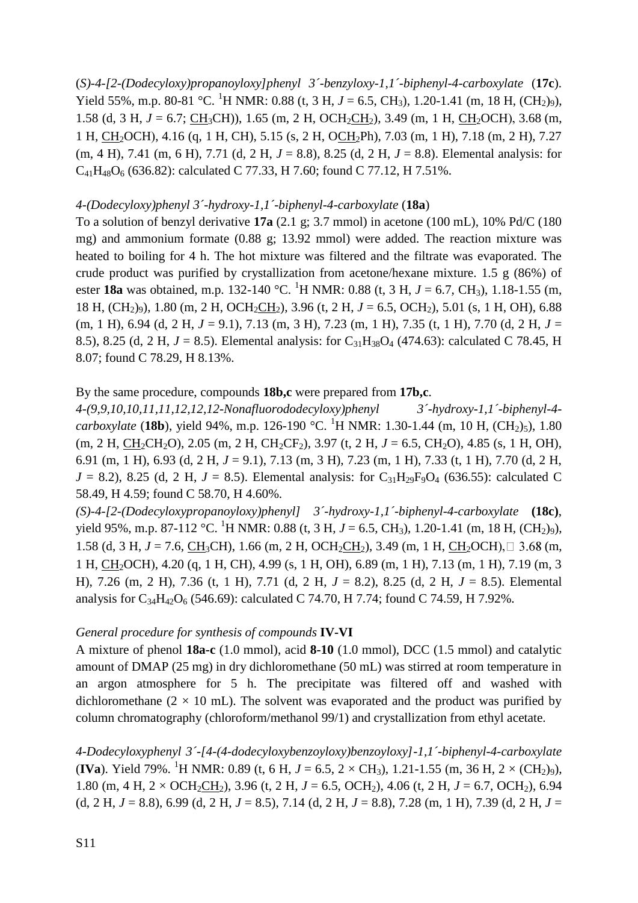(*S*)-*4-[2-(Dodecyloxy)propanoyloxy]phenyl 3´-benzyloxy-1,1´-biphenyl-4-carboxylate* (**17c**). Yield 55%, m.p. 80-81 °C. $^1$H NMR: 0.88 (t, 3 H, *J* = 6.5, $CH_3$), 1.20-1.41 (m, 18 H, $(CH_2)_9$), 1.58 (d, 3 H, *J* = 6.7; $\underline{CH_3}$CH)), 1.65 (m, 2 H, $OCH_2\underline{CH_2}$), 3.49 (m, 1 H, $\underline{CH_2}$OCH), 3.68 (m, 1 H, $\underline{CH_2}$OCH), 4.16 (q, 1 H, CH), 5.15 (s, 2 H, $O\underline{CH_2}$Ph), 7.03 (m, 1 H), 7.18 (m, 2 H), 7.27 (m, 4 H), 7.41 (m, 6 H), 7.71 (d, 2 H, *J* = 8.8), 8.25 (d, 2 H, *J* = 8.8). Elemental analysis: for $C_{41}H_{48}O_6$ (636.82): calculated C 77.33, H 7.60; found C 77.12, H 7.51%.

*4-(Dodecyloxy)phenyl 3´-hydroxy-1,1´-biphenyl-4-carboxylate* (**18a**)

To a solution of benzyl derivative **17a** (2.1 g; 3.7 mmol) in acetone (100 mL), 10% Pd/C (180 mg) and ammonium formate (0.88 g; 13.92 mmol) were added. The reaction mixture was heated to boiling for 4 h. The hot mixture was filtered and the filtrate was evaporated. The crude product was purified by crystallization from acetone/hexane mixture. 1.5 g (86%) of ester **18a** was obtained, m.p. 132-140 °C. $^1$H NMR: 0.88 (t, 3 H, *J* = 6.7, $CH_3$), 1.18-1.55 (m, 18 H, $(CH_2)_9$), 1.80 (m, 2 H, $OCH_2\underline{CH_2}$), 3.96 (t, 2 H, *J* = 6.5, $OCH_2$), 5.01 (s, 1 H, OH), 6.88 (m, 1 H), 6.94 (d, 2 H, *J* = 9.1), 7.13 (m, 3 H), 7.23 (m, 1 H), 7.35 (t, 1 H), 7.70 (d, 2 H, *J* = 8.5), 8.25 (d, 2 H, *J* = 8.5). Elemental analysis: for $C_{31}H_{38}O_4$ (474.63): calculated C 78.45, H 8.07; found C 78.29, H 8.13%.

By the same procedure, compounds **18b,c** were prepared from **17b,c**.

*4-(9,9,10,10,11,11,12,12,12-Nonafluorododecyloxy)phenyl 3´-hydroxy-1,1´-biphenyl-4-carboxylate* (**18b**), yield 94%, m.p. 126-190 °C. $^1$H NMR: 1.30-1.44 (m, 10 H, $(CH_2)_5$), 1.80 (m, 2 H, $\underline{CH_2}CH_2O$), 2.05 (m, 2 H, $CH_2CF_2$), 3.97 (t, 2 H, *J* = 6.5, $CH_2O$), 4.85 (s, 1 H, OH), 6.91 (m, 1 H), 6.93 (d, 2 H, *J* = 9.1), 7.13 (m, 3 H), 7.23 (m, 1 H), 7.33 (t, 1 H), 7.70 (d, 2 H, *J* = 8.2), 8.25 (d, 2 H, *J* = 8.5). Elemental analysis: for $C_{31}H_{29}F_9O_4$ (636.55): calculated C 58.49, H 4.59; found C 58.70, H 4.60%.

(*S*)-*4-[2-(Dodecyloxypropanoyloxy)phenyl] 3´-hydroxy-1,1´-biphenyl-4-carboxylate* **(18c)**, yield 95%, m.p. 87-112 °C. $^1$H NMR: 0.88 (t, 3 H, *J* = 6.5, $CH_3$), 1.20-1.41 (m, 18 H, $(CH_2)_9$), 1.58 (d, 3 H, *J* = 7.6, $\underline{CH_3}$CH), 1.66 (m, 2 H, $OCH_2\underline{CH_2}$), 3.49 (m, 1 H, $\underline{CH_2}$OCH), 3.68 (m, 1 H, $\underline{CH_2}$OCH), 4.20 (q, 1 H, CH), 4.99 (s, 1 H, OH), 6.89 (m, 1 H), 7.13 (m, 1 H), 7.19 (m, 3 H), 7.26 (m, 2 H), 7.36 (t, 1 H), 7.71 (d, 2 H, *J* = 8.2), 8.25 (d, 2 H, *J* = 8.5). Elemental analysis for $C_{34}H_{42}O_6$ (546.69): calculated C 74.70, H 7.74; found C 74.59, H 7.92%.

*General procedure for synthesis of compounds* **IV-VI**

A mixture of phenol **18a-c** (1.0 mmol), acid **8-10** (1.0 mmol), DCC (1.5 mmol) and catalytic amount of DMAP (25 mg) in dry dichloromethane (50 mL) was stirred at room temperature in an argon atmosphere for 5 h. The precipitate was filtered off and washed with dichloromethane (2 × 10 mL). The solvent was evaporated and the product was purified by column chromatography (chloroform/methanol 99/1) and crystallization from ethyl acetate.

*4-Dodecyloxyphenyl 3´-[4-(4-dodecyloxybenzoyloxy)benzoyloxy]-1,1´-biphenyl-4-carboxylate* (**IVa**). Yield 79%. $^1$H NMR: 0.89 (t, 6 H, *J* = 6.5, 2 × $CH_3$), 1.21-1.55 (m, 36 H, 2 × $(CH_2)_9$), 1.80 (m, 4 H, 2 × $OCH_2\underline{CH_2}$), 3.96 (t, 2 H, *J* = 6.5, $OCH_2$), 4.06 (t, 2 H, *J* = 6.7, $OCH_2$), 6.94 (d, 2 H, *J* = 8.8), 6.99 (d, 2 H, *J* = 8.5), 7.14 (d, 2 H, *J* = 8.8), 7.28 (m, 1 H), 7.39 (d, 2 H, *J* =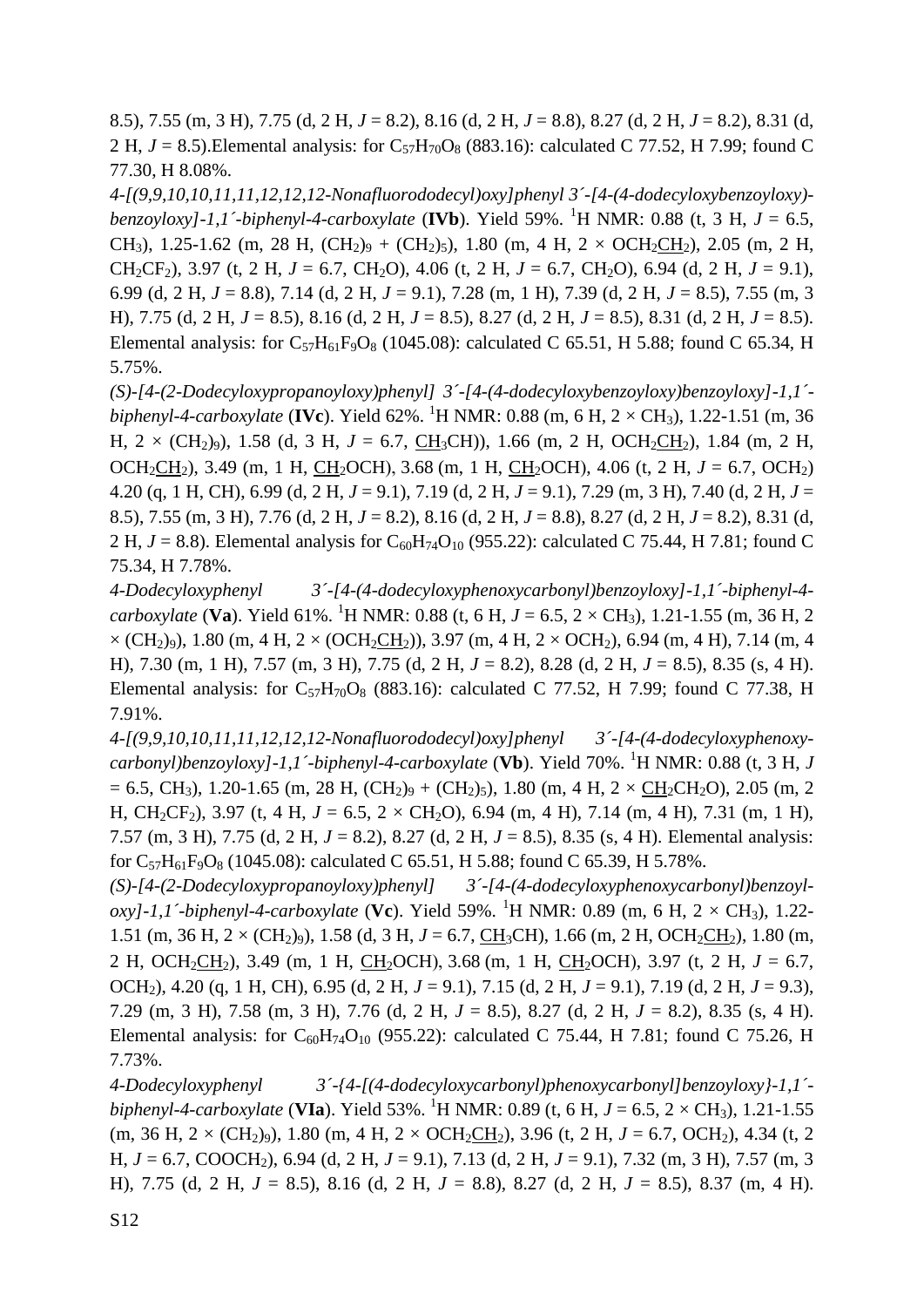8.5), 7.55 (m, 3 H), 7.75 (d, 2 H, $J$ = 8.2), 8.16 (d, 2 H, $J$ = 8.8), 8.27 (d, 2 H, $J$ = 8.2), 8.31 (d, 2 H, $J$ = 8.5).Elemental analysis: for $C_{57}H_{70}O_8$ (883.16): calculated C 77.52, H 7.99; found C 77.30, H 8.08%.

*4-[(9,9,10,10,11,11,12,12,12-Nonafluorododecyl)oxy]phenyl 3´-[4-(4-dodecyloxybenzoyloxy)-benzoyloxy]-1,1´-biphenyl-4-carboxylate* (**IVb**). Yield 59%. [1]H NMR: 0.88 (t, 3 H, $J$ = 6.5, $CH_3$), 1.25-1.62 (m, 28 H, $(CH_2)_9$ + $(CH_2)_5$), 1.80 (m, 4 H, 2 × $OCH_2\underline{CH_2}$), 2.05 (m, 2 H, $CH_2CF_2$), 3.97 (t, 2 H, $J$ = 6.7, $CH_2O$), 4.06 (t, 2 H, $J$ = 6.7, $CH_2O$), 6.94 (d, 2 H, $J$ = 9.1), 6.99 (d, 2 H, $J$ = 8.8), 7.14 (d, 2 H, $J$ = 9.1), 7.28 (m, 1 H), 7.39 (d, 2 H, $J$ = 8.5), 7.55 (m, 3 H), 7.75 (d, 2 H, $J$ = 8.5), 8.16 (d, 2 H, $J$ = 8.5), 8.27 (d, 2 H, $J$ = 8.5), 8.31 (d, 2 H, $J$ = 8.5). Elemental analysis: for $C_{57}H_{61}F_9O_8$ (1045.08): calculated C 65.51, H 5.88; found C 65.34, H 5.75%.

*(S)-[4-(2-Dodecyloxypropanoyloxy)phenyl] 3´-[4-(4-dodecyloxybenzoyloxy)benzoyloxy]-1,1´-biphenyl-4-carboxylate* (**IVc**). Yield 62%. [1]H NMR: 0.88 (m, 6 H, 2 × $CH_3$), 1.22-1.51 (m, 36 H, 2 × $(CH_2)_9$), 1.58 (d, 3 H, $J$ = 6.7, $\underline{CH_3}CH$)), 1.66 (m, 2 H, $OCH_2\underline{CH_2}$), 1.84 (m, 2 H, $OCH_2\underline{CH_2}$), 3.49 (m, 1 H, $\underline{CH_2}OCH$), 3.68 (m, 1 H, $\underline{CH_2}OCH$), 4.06 (t, 2 H, $J$ = 6.7, $OCH_2$) 4.20 (q, 1 H, CH), 6.99 (d, 2 H, $J$ = 9.1), 7.19 (d, 2 H, $J$ = 9.1), 7.29 (m, 3 H), 7.40 (d, 2 H, $J$ = 8.5), 7.55 (m, 3 H), 7.76 (d, 2 H, $J$ = 8.2), 8.16 (d, 2 H, $J$ = 8.8), 8.27 (d, 2 H, $J$ = 8.2), 8.31 (d, 2 H, $J$ = 8.8). Elemental analysis for $C_{60}H_{74}O_{10}$ (955.22): calculated C 75.44, H 7.81; found C 75.34, H 7.78%.

*4-Dodecyloxyphenyl 3´-[4-(4-dodecyloxyphenoxycarbonyl)benzoyloxy]-1,1´-biphenyl-4-carboxylate* (**Va**). Yield 61%. [1]H NMR: 0.88 (t, 6 H, $J$ = 6.5, 2 × $CH_3$), 1.21-1.55 (m, 36 H, 2 × $(CH_2)_9$), 1.80 (m, 4 H, 2 × ($OCH_2\underline{CH_2}$)), 3.97 (m, 4 H, 2 × $OCH_2$), 6.94 (m, 4 H), 7.14 (m, 4 H), 7.30 (m, 1 H), 7.57 (m, 3 H), 7.75 (d, 2 H, $J$ = 8.2), 8.28 (d, 2 H, $J$ = 8.5), 8.35 (s, 4 H). Elemental analysis: for $C_{57}H_{70}O_8$ (883.16): calculated C 77.52, H 7.99; found C 77.38, H 7.91%.

*4-[(9,9,10,10,11,11,12,12,12-Nonafluorododecyl)oxy]phenyl 3´-[4-(4-dodecyloxyphenoxy-carbonyl)benzoyloxy]-1,1´-biphenyl-4-carboxylate* (**Vb**). Yield 70%. [1]H NMR: 0.88 (t, 3 H, $J$ = 6.5, $CH_3$), 1.20-1.65 (m, 28 H, $(CH_2)_9$ + $(CH_2)_5$), 1.80 (m, 4 H, 2 × $\underline{CH_2}CH_2O$), 2.05 (m, 2 H, $CH_2CF_2$), 3.97 (t, 4 H, $J$ = 6.5, 2 × $CH_2O$), 6.94 (m, 4 H), 7.14 (m, 4 H), 7.31 (m, 1 H), 7.57 (m, 3 H), 7.75 (d, 2 H, $J$ = 8.2), 8.27 (d, 2 H, $J$ = 8.5), 8.35 (s, 4 H). Elemental analysis: for $C_{57}H_{61}F_9O_8$ (1045.08): calculated C 65.51, H 5.88; found C 65.39, H 5.78%.

*(S)-[4-(2-Dodecyloxypropanoyloxy)phenyl] 3´-[4-(4-dodecyloxyphenoxycarbonyl)benzoyl-oxy]-1,1´-biphenyl-4-carboxylate* (**Vc**). Yield 59%. [1]H NMR: 0.89 (m, 6 H, 2 × $CH_3$), 1.22-1.51 (m, 36 H, 2 × $(CH_2)_9$), 1.58 (d, 3 H, $J$ = 6.7, $\underline{CH_3}CH$), 1.66 (m, 2 H, $OCH_2\underline{CH_2}$), 1.80 (m, 2 H, $OCH_2\underline{CH_2}$), 3.49 (m, 1 H, $\underline{CH_2}OCH$), 3.68 (m, 1 H, $\underline{CH_2}OCH$), 3.97 (t, 2 H, $J$ = 6.7, $OCH_2$), 4.20 (q, 1 H, CH), 6.95 (d, 2 H, $J$ = 9.1), 7.15 (d, 2 H, $J$ = 9.1), 7.19 (d, 2 H, $J$ = 9.3), 7.29 (m, 3 H), 7.58 (m, 3 H), 7.76 (d, 2 H, $J$ = 8.5), 8.27 (d, 2 H, $J$ = 8.2), 8.35 (s, 4 H). Elemental analysis: for $C_{60}H_{74}O_{10}$ (955.22): calculated C 75.44, H 7.81; found C 75.26, H 7.73%.

*4-Dodecyloxyphenyl 3´-{4-[(4-dodecyloxycarbonyl)phenoxycarbonyl]benzoyloxy}-1,1´-biphenyl-4-carboxylate* (**VIa**). Yield 53%. [1]H NMR: 0.89 (t, 6 H, $J$ = 6.5, 2 × $CH_3$), 1.21-1.55 (m, 36 H, 2 × $(CH_2)_9$), 1.80 (m, 4 H, 2 × $OCH_2\underline{CH_2}$), 3.96 (t, 2 H, $J$ = 6.7, $OCH_2$), 4.34 (t, 2 H, $J$ = 6.7, $COOCH_2$), 6.94 (d, 2 H, $J$ = 9.1), 7.13 (d, 2 H, $J$ = 9.1), 7.32 (m, 3 H), 7.57 (m, 3 H), 7.75 (d, 2 H, $J$ = 8.5), 8.16 (d, 2 H, $J$ = 8.8), 8.27 (d, 2 H, $J$ = 8.5), 8.37 (m, 4 H).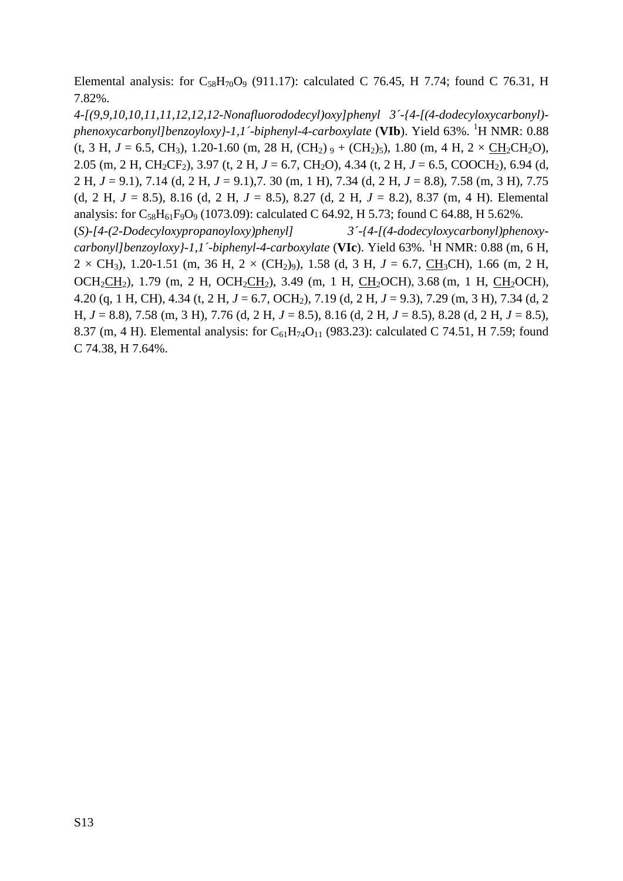Elemental analysis: for $C_{58}H_{70}O_9$ (911.17): calculated C 76.45, H 7.74; found C 76.31, H 7.82%.

*4-[(9,9,10,10,11,11,12,12,12-Nonafluorododecyl)oxy]phenyl 3´-{4-[(4-dodecyloxycarbonyl)-phenoxycarbonyl]benzoyloxy}-1,1´-biphenyl-4-carboxylate* (**VIb**). Yield 63%. $^1$H NMR: 0.88 (t, 3 H, $J$ = 6.5, $CH_3$), 1.20-1.60 (m, 28 H, $(CH_2)_9$ + $(CH_2)_5$), 1.80 (m, 4 H, 2 × $\underline{CH_2}CH_2O$), 2.05 (m, 2 H, $CH_2CF_2$), 3.97 (t, 2 H, $J$ = 6.7, $CH_2O$), 4.34 (t, 2 H, $J$ = 6.5, $COOCH_2$), 6.94 (d, 2 H, $J$ = 9.1), 7.14 (d, 2 H, $J$ = 9.1),7. 30 (m, 1 H), 7.34 (d, 2 H, $J$ = 8.8), 7.58 (m, 3 H), 7.75 (d, 2 H, $J$ = 8.5), 8.16 (d, 2 H, $J$ = 8.5), 8.27 (d, 2 H, $J$ = 8.2), 8.37 (m, 4 H). Elemental analysis: for $C_{58}H_{61}F_9O_9$ (1073.09): calculated C 64.92, H 5.73; found C 64.88, H 5.62%.

*(S)-[4-(2-Dodecyloxypropanoyloxy)phenyl] 3´-{4-[(4-dodecyloxycarbonyl)phenoxy-carbonyl]benzoyloxy}-1,1´-biphenyl-4-carboxylate* (**VIc**). Yield 63%. $^1$H NMR: 0.88 (m, 6 H, 2 × $CH_3$), 1.20-1.51 (m, 36 H, 2 × $(CH_2)_9$), 1.58 (d, 3 H, $J$ = 6.7, $\underline{CH_3}CH$), 1.66 (m, 2 H, $OCH_2\underline{CH_2}$), 1.79 (m, 2 H, $OCH_2\underline{CH_2}$), 3.49 (m, 1 H, $\underline{CH_2}OCH$), 3.68 (m, 1 H, $\underline{CH_2}OCH$), 4.20 (q, 1 H, CH), 4.34 (t, 2 H, $J$ = 6.7, $OCH_2$), 7.19 (d, 2 H, $J$ = 9.3), 7.29 (m, 3 H), 7.34 (d, 2 H, $J$ = 8.8), 7.58 (m, 3 H), 7.76 (d, 2 H, $J$ = 8.5), 8.16 (d, 2 H, $J$ = 8.5), 8.28 (d, 2 H, $J$ = 8.5), 8.37 (m, 4 H). Elemental analysis: for $C_{61}H_{74}O_{11}$ (983.23): calculated C 74.51, H 7.59; found C 74.38, H 7.64%.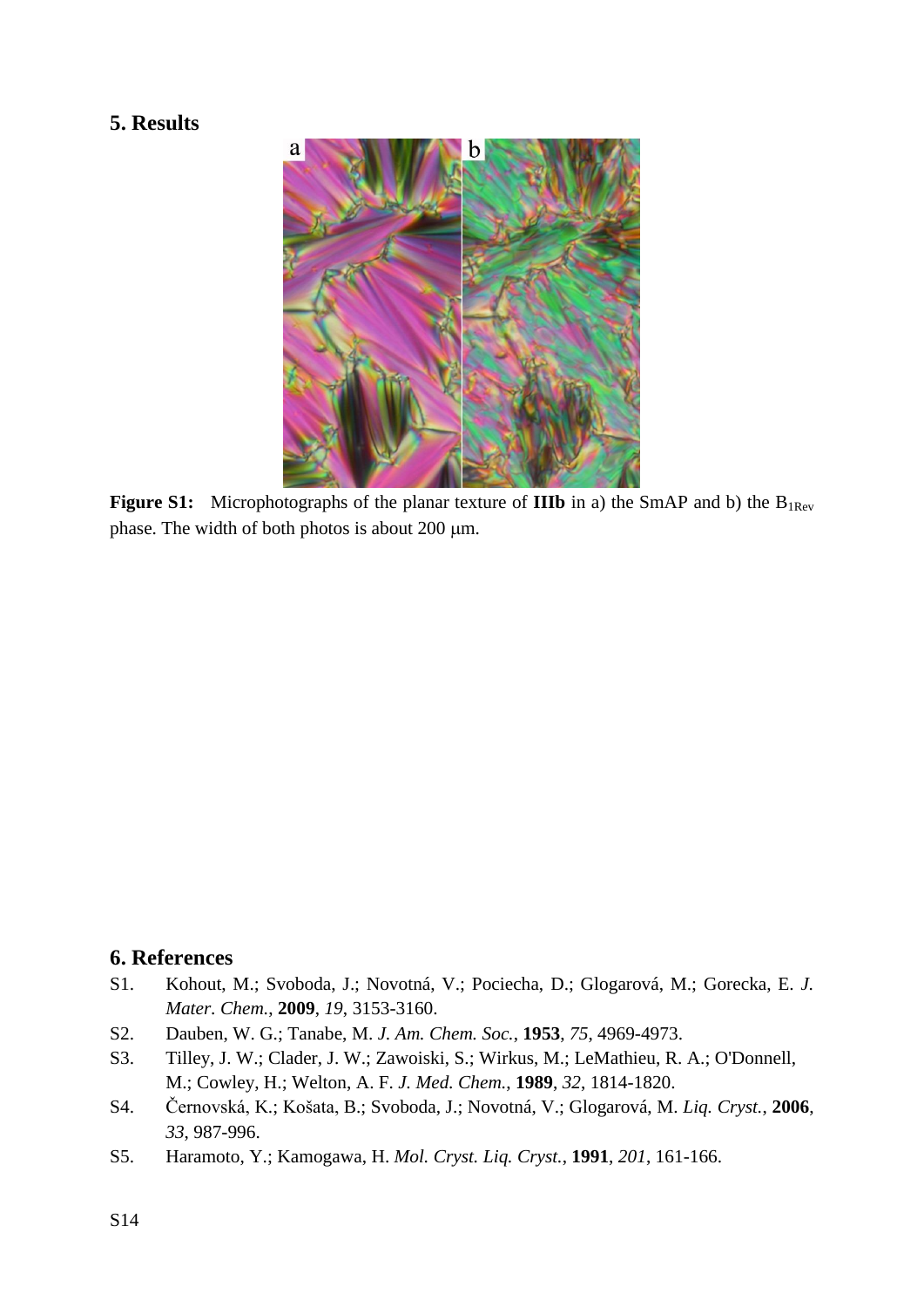## 5. Results

**Figure S1:** Microphotographs of the planar texture of **IIIb** in a) the SmAP and b) the $B_{1Rev}$ phase. The width of both photos is about 200 μm.

## 6. References

S1. Kohout, M.; Svoboda, J.; Novotná, V.; Pociecha, D.; Glogarová, M.; Gorecka, E. *J. Mater. Chem.*, **2009**, *19*, 3153-3160.

S2. Dauben, W. G.; Tanabe, M. *J. Am. Chem. Soc.*, **1953**, *75*, 4969-4973.

S3. Tilley, J. W.; Clader, J. W.; Zawoiski, S.; Wirkus, M.; LeMathieu, R. A.; O'Donnell, M.; Cowley, H.; Welton, A. F. *J. Med. Chem.*, **1989**, *32*, 1814-1820.

S4. Černovská, K.; Košata, B.; Svoboda, J.; Novotná, V.; Glogarová, M. *Liq. Cryst.*, **2006**, *33*, 987-996.

S5. Haramoto, Y.; Kamogawa, H. *Mol. Cryst. Liq. Cryst.*, **1991**, *201*, 161-166.